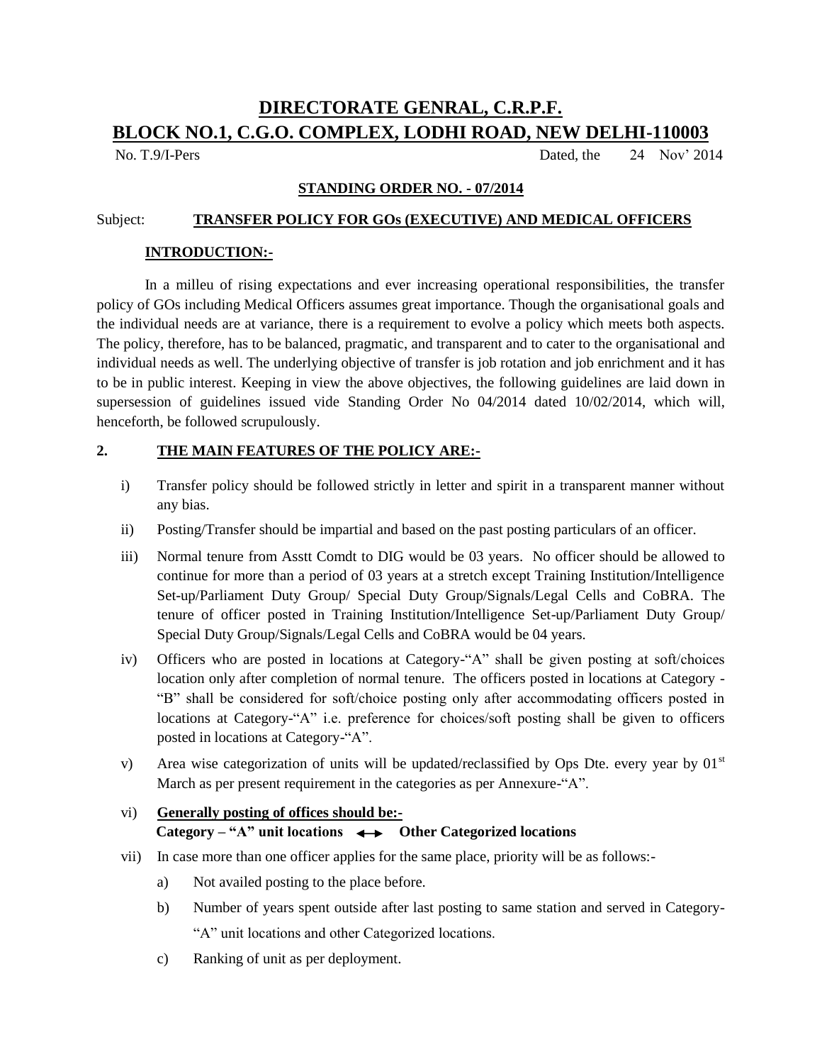# DIRECTORATE GENRAL, C.R.P.F.

# BLOCK NO.1, C.G.O. COMPLEX, LODHI ROAD, NEW DELHI-110003

No. T.9/I-Pers Dated, the 24 Nov' 2014

**STANDING ORDER NO. - 07/2014**

Subject: **TRANSFER POLICY FOR GOs (EXECUTIVE) AND MEDICAL OFFICERS**

**INTRODUCTION:-**

In a milleu of rising expectations and ever increasing operational responsibilities, the transfer policy of GOs including Medical Officers assumes great importance. Though the organisational goals and the individual needs are at variance, there is a requirement to evolve a policy which meets both aspects. The policy, therefore, has to be balanced, pragmatic, and transparent and to cater to the organisational and individual needs as well. The underlying objective of transfer is job rotation and job enrichment and it has to be in public interest. Keeping in view the above objectives, the following guidelines are laid down in supersession of guidelines issued vide Standing Order No 04/2014 dated 10/02/2014, which will, henceforth, be followed scrupulously.

**2. THE MAIN FEATURES OF THE POLICY ARE:-**

i) Transfer policy should be followed strictly in letter and spirit in a transparent manner without any bias.

ii) Posting/Transfer should be impartial and based on the past posting particulars of an officer.

iii) Normal tenure from Asstt Comdt to DIG would be 03 years. No officer should be allowed to continue for more than a period of 03 years at a stretch except Training Institution/Intelligence Set-up/Parliament Duty Group/ Special Duty Group/Signals/Legal Cells and CoBRA. The tenure of officer posted in Training Institution/Intelligence Set-up/Parliament Duty Group/ Special Duty Group/Signals/Legal Cells and CoBRA would be 04 years.

iv) Officers who are posted in locations at Category-"A" shall be given posting at soft/choices location only after completion of normal tenure. The officers posted in locations at Category - "B" shall be considered for soft/choice posting only after accommodating officers posted in locations at Category-"A" i.e. preference for choices/soft posting shall be given to officers posted in locations at Category-"A".

v) Area wise categorization of units will be updated/reclassified by Ops Dte. every year by 01st March as per present requirement in the categories as per Annexure-"A".

vi) **Generally posting of offices should be:-**
**Category – "A" unit locations ↔ Other Categorized locations**

vii) In case more than one officer applies for the same place, priority will be as follows:-

a) Not availed posting to the place before.

b) Number of years spent outside after last posting to same station and served in Category-"A" unit locations and other Categorized locations.

c) Ranking of unit as per deployment.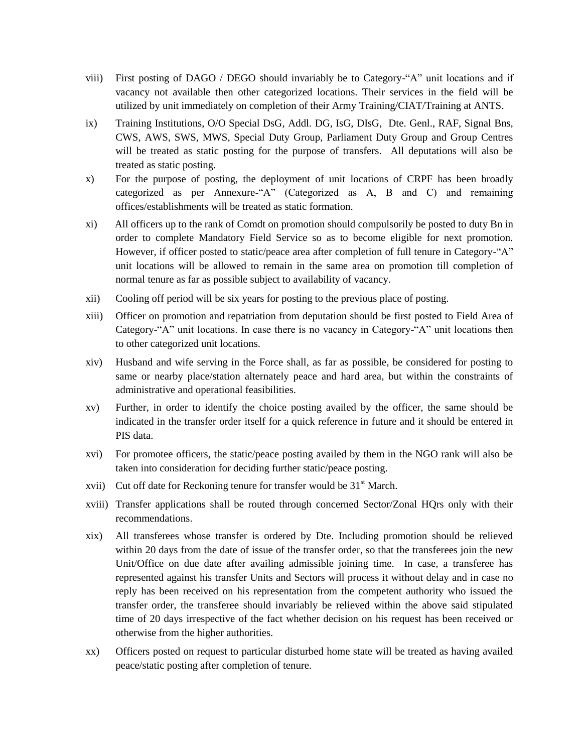viii) First posting of DAGO / DEGO should invariably be to Category-"A" unit locations and if vacancy not available then other categorized locations. Their services in the field will be utilized by unit immediately on completion of their Army Training/CIAT/Training at ANTS.

ix) Training Institutions, O/O Special DsG, Addl. DG, IsG, DIsG, Dte. Genl., RAF, Signal Bns, CWS, AWS, SWS, MWS, Special Duty Group, Parliament Duty Group and Group Centres will be treated as static posting for the purpose of transfers. All deputations will also be treated as static posting.

x) For the purpose of posting, the deployment of unit locations of CRPF has been broadly categorized as per Annexure-"A" (Categorized as A, B and C) and remaining offices/establishments will be treated as static formation.

xi) All officers up to the rank of Comdt on promotion should compulsorily be posted to duty Bn in order to complete Mandatory Field Service so as to become eligible for next promotion. However, if officer posted to static/peace area after completion of full tenure in Category-"A" unit locations will be allowed to remain in the same area on promotion till completion of normal tenure as far as possible subject to availability of vacancy.

xii) Cooling off period will be six years for posting to the previous place of posting.

xiii) Officer on promotion and repatriation from deputation should be first posted to Field Area of Category-"A" unit locations. In case there is no vacancy in Category-"A" unit locations then to other categorized unit locations.

xiv) Husband and wife serving in the Force shall, as far as possible, be considered for posting to same or nearby place/station alternately peace and hard area, but within the constraints of administrative and operational feasibilities.

xv) Further, in order to identify the choice posting availed by the officer, the same should be indicated in the transfer order itself for a quick reference in future and it should be entered in PIS data.

xvi) For promotee officers, the static/peace posting availed by them in the NGO rank will also be taken into consideration for deciding further static/peace posting.

xvii) Cut off date for Reckoning tenure for transfer would be 31st March.

xviii) Transfer applications shall be routed through concerned Sector/Zonal HQrs only with their recommendations.

xix) All transferees whose transfer is ordered by Dte. Including promotion should be relieved within 20 days from the date of issue of the transfer order, so that the transferees join the new Unit/Office on due date after availing admissible joining time. In case, a transferee has represented against his transfer Units and Sectors will process it without delay and in case no reply has been received on his representation from the competent authority who issued the transfer order, the transferee should invariably be relieved within the above said stipulated time of 20 days irrespective of the fact whether decision on his request has been received or otherwise from the higher authorities.

xx) Officers posted on request to particular disturbed home state will be treated as having availed peace/static posting after completion of tenure.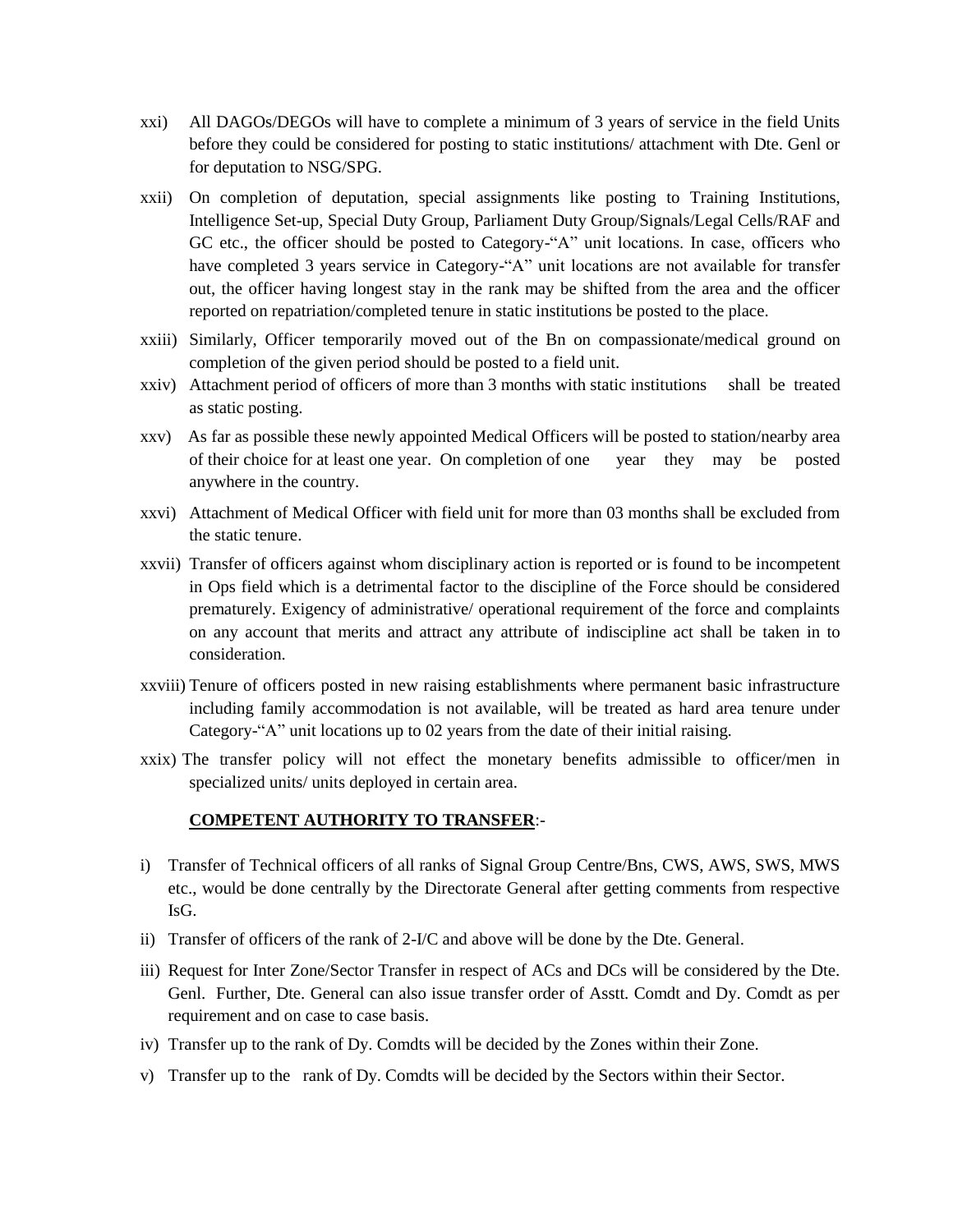xxi) All DAGOs/DEGOs will have to complete a minimum of 3 years of service in the field Units before they could be considered for posting to static institutions/ attachment with Dte. Genl or for deputation to NSG/SPG.

xxii) On completion of deputation, special assignments like posting to Training Institutions, Intelligence Set-up, Special Duty Group, Parliament Duty Group/Signals/Legal Cells/RAF and GC etc., the officer should be posted to Category-"A" unit locations. In case, officers who have completed 3 years service in Category-"A" unit locations are not available for transfer out, the officer having longest stay in the rank may be shifted from the area and the officer reported on repatriation/completed tenure in static institutions be posted to the place.

xxiii) Similarly, Officer temporarily moved out of the Bn on compassionate/medical ground on completion of the given period should be posted to a field unit.

xxiv) Attachment period of officers of more than 3 months with static institutions shall be treated as static posting.

xxv) As far as possible these newly appointed Medical Officers will be posted to station/nearby area of their choice for at least one year. On completion of one year they may be posted anywhere in the country.

xxvi) Attachment of Medical Officer with field unit for more than 03 months shall be excluded from the static tenure.

xxvii) Transfer of officers against whom disciplinary action is reported or is found to be incompetent in Ops field which is a detrimental factor to the discipline of the Force should be considered prematurely. Exigency of administrative/ operational requirement of the force and complaints on any account that merits and attract any attribute of indiscipline act shall be taken in to consideration.

xxviii) Tenure of officers posted in new raising establishments where permanent basic infrastructure including family accommodation is not available, will be treated as hard area tenure under Category-"A" unit locations up to 02 years from the date of their initial raising.

xxix) The transfer policy will not effect the monetary benefits admissible to officer/men in specialized units/ units deployed in certain area.

**COMPETENT AUTHORITY TO TRANSFER**:-

i) Transfer of Technical officers of all ranks of Signal Group Centre/Bns, CWS, AWS, SWS, MWS etc., would be done centrally by the Directorate General after getting comments from respective IsG.

ii) Transfer of officers of the rank of 2-I/C and above will be done by the Dte. General.

iii) Request for Inter Zone/Sector Transfer in respect of ACs and DCs will be considered by the Dte. Genl. Further, Dte. General can also issue transfer order of Asstt. Comdt and Dy. Comdt as per requirement and on case to case basis.

iv) Transfer up to the rank of Dy. Comdts will be decided by the Zones within their Zone.

v) Transfer up to the rank of Dy. Comdts will be decided by the Sectors within their Sector.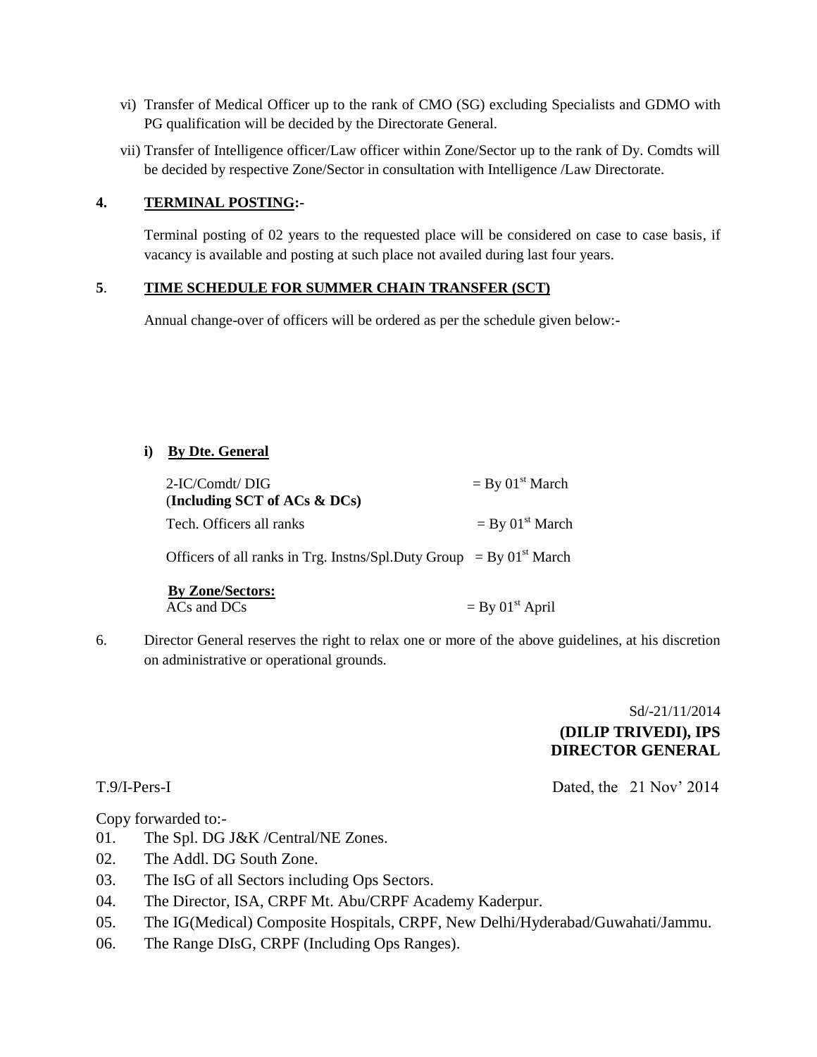vi) Transfer of Medical Officer up to the rank of CMO (SG) excluding Specialists and GDMO with PG qualification will be decided by the Directorate General.

vii) Transfer of Intelligence officer/Law officer within Zone/Sector up to the rank of Dy. Comdts will be decided by respective Zone/Sector in consultation with Intelligence /Law Directorate.

**4. TERMINAL POSTING:-**

Terminal posting of 02 years to the requested place will be considered on case to case basis, if vacancy is available and posting at such place not availed during last four years.

**5. TIME SCHEDULE FOR SUMMER CHAIN TRANSFER (SCT)**

Annual change-over of officers will be ordered as per the schedule given below:-

**i) By Dte. General**

| | |
|---|---|
| 2-IC/Comdt/ DIG (**Including SCT of ACs & DCs**) | = By 01st March |
| Tech. Officers all ranks | = By 01st March |
| Officers of all ranks in Trg. Instns/Spl.Duty Group | = By 01st March |

**By Zone/Sectors:**

| | |
|---|---|
| ACs and DCs | = By 01st April |

6. Director General reserves the right to relax one or more of the above guidelines, at his discretion on administrative or operational grounds.

Sd/-21/11/2014

**(DILIP TRIVEDI), IPS**
**DIRECTOR GENERAL**

T.9/I-Pers-I

Dated, the 21 Nov' 2014

Copy forwarded to:-

01. The Spl. DG J&K /Central/NE Zones.
02. The Addl. DG South Zone.
03. The IsG of all Sectors including Ops Sectors.
04. The Director, ISA, CRPF Mt. Abu/CRPF Academy Kaderpur.
05. The IG(Medical) Composite Hospitals, CRPF, New Delhi/Hyderabad/Guwahati/Jammu.
06. The Range DIsG, CRPF (Including Ops Ranges).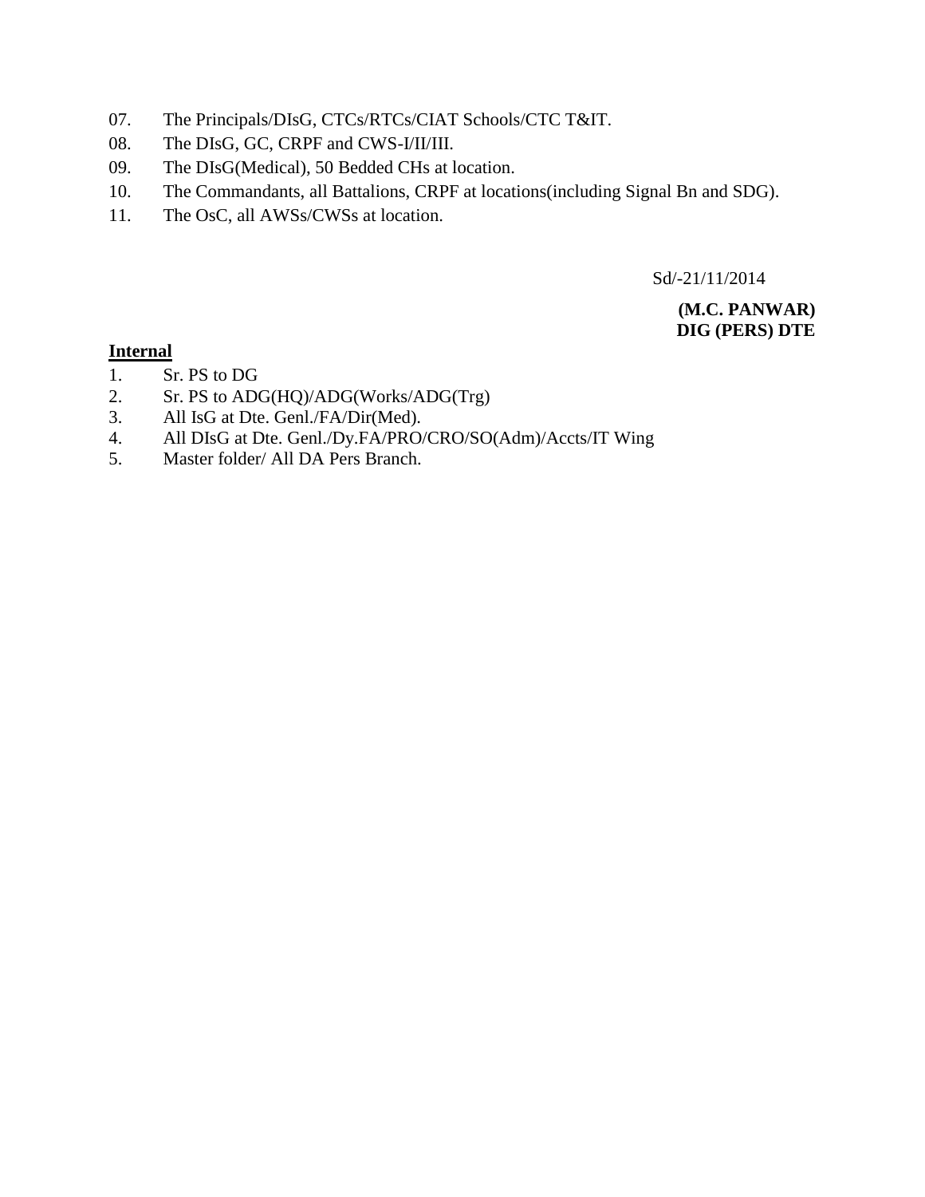07. The Principals/DIsG, CTCs/RTCs/CIAT Schools/CTC T&IT.
08. The DIsG, GC, CRPF and CWS-I/II/III.
09. The DIsG(Medical), 50 Bedded CHs at location.
10. The Commandants, all Battalions, CRPF at locations(including Signal Bn and SDG).
11. The OsC, all AWSs/CWSs at location.

Sd/-21/11/2014

**(M.C. PANWAR)**
**DIG (PERS) DTE**

**<u>Internal</u>**

1. Sr. PS to DG
2. Sr. PS to ADG(HQ)/ADG(Works/ADG(Trg)
3. All IsG at Dte. Genl./FA/Dir(Med).
4. All DIsG at Dte. Genl./Dy.FA/PRO/CRO/SO(Adm)/Accts/IT Wing
5. Master folder/ All DA Pers Branch.